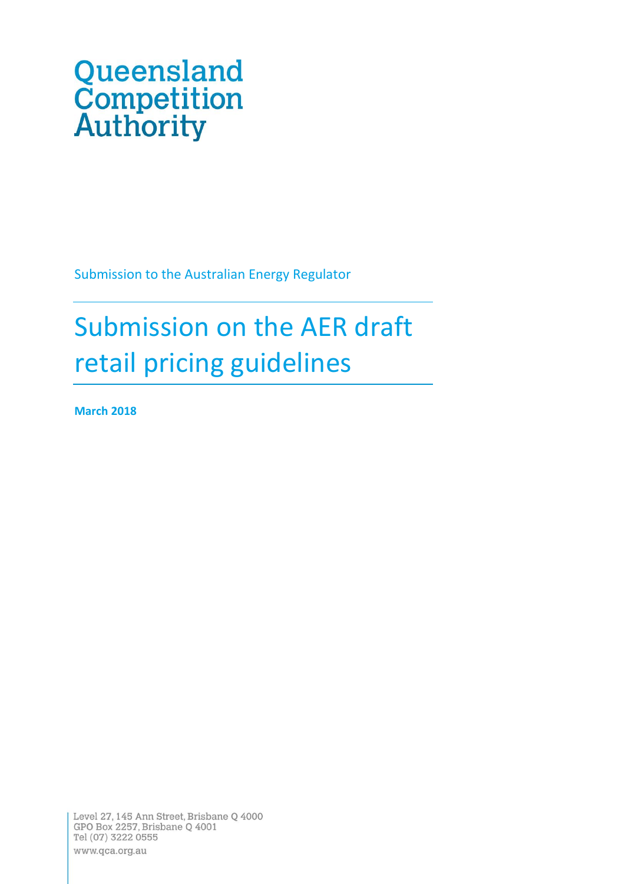Queensland Competition Authority

Submission to the Australian Energy Regulator

# Submission on the AER draft retail pricing guidelines

**March 2018**

Level 27, 145 Ann Street, Brisbane Q 4000
GPO Box 2257, Brisbane Q 4001
Tel (07) 3222 0555
www.qca.org.au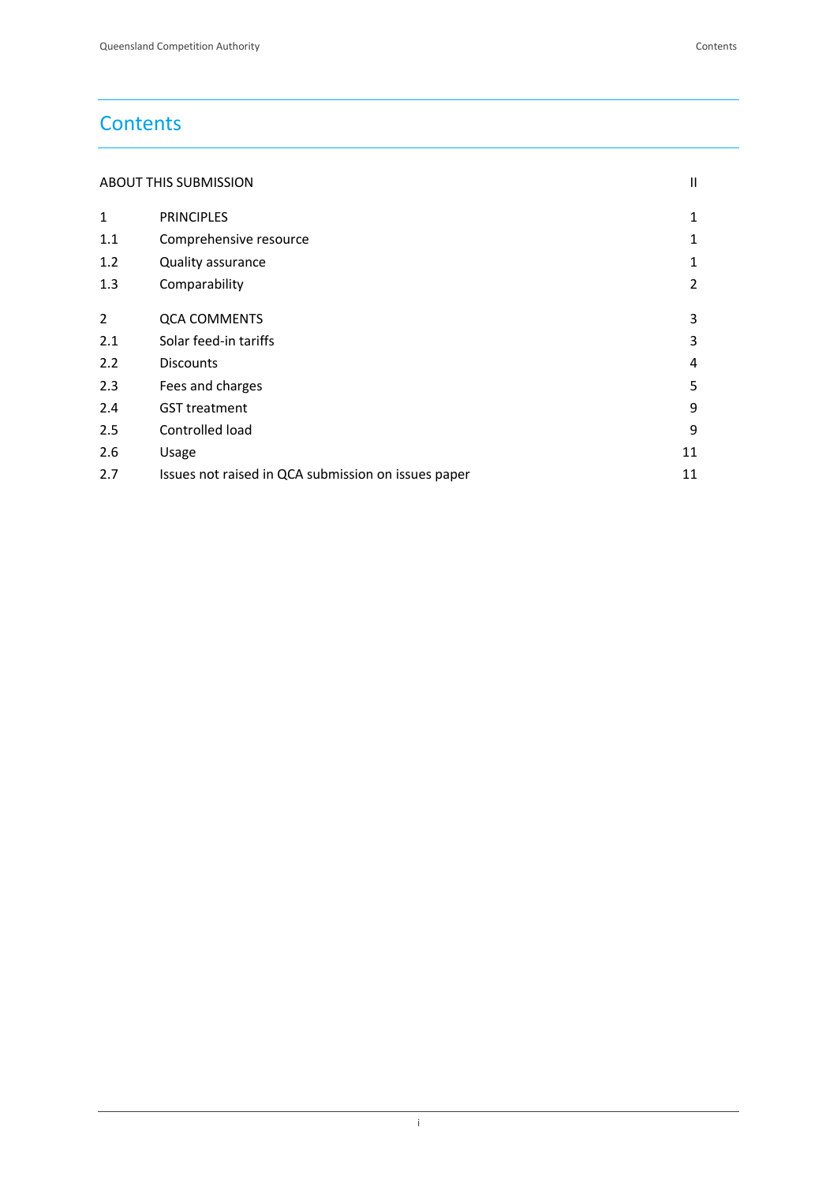# Contents

| | | |
|---|---|---|
| ABOUT THIS SUBMISSION | | II |
| 1 | PRINCIPLES | 1 |
| 1.1 | Comprehensive resource | 1 |
| 1.2 | Quality assurance | 1 |
| 1.3 | Comparability | 2 |
| 2 | QCA COMMENTS | 3 |
| 2.1 | Solar feed-in tariffs | 3 |
| 2.2 | Discounts | 4 |
| 2.3 | Fees and charges | 5 |
| 2.4 | GST treatment | 9 |
| 2.5 | Controlled load | 9 |
| 2.6 | Usage | 11 |
| 2.7 | Issues not raised in QCA submission on issues paper | 11 |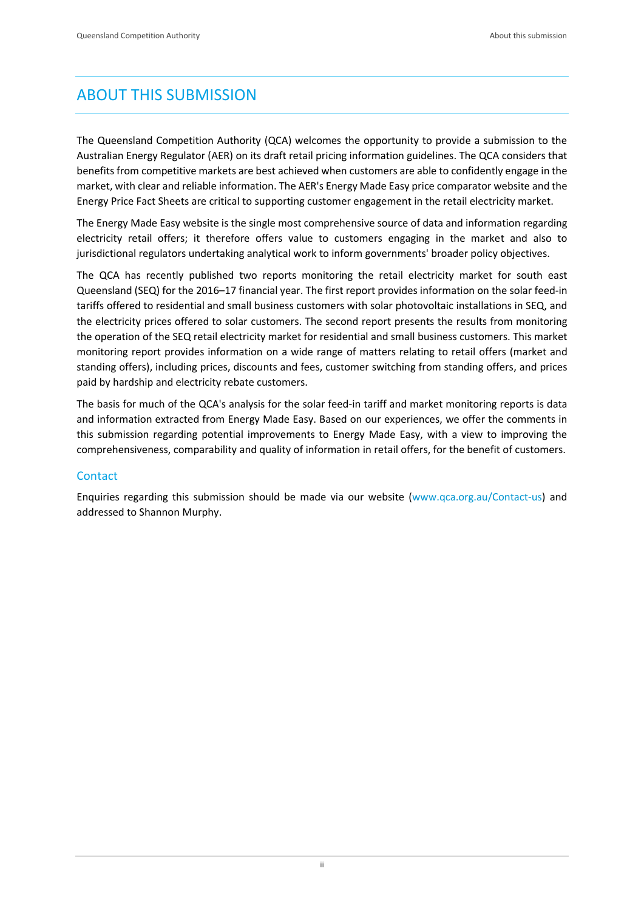# ABOUT THIS SUBMISSION

The Queensland Competition Authority (QCA) welcomes the opportunity to provide a submission to the Australian Energy Regulator (AER) on its draft retail pricing information guidelines. The QCA considers that benefits from competitive markets are best achieved when customers are able to confidently engage in the market, with clear and reliable information. The AER's Energy Made Easy price comparator website and the Energy Price Fact Sheets are critical to supporting customer engagement in the retail electricity market.

The Energy Made Easy website is the single most comprehensive source of data and information regarding electricity retail offers; it therefore offers value to customers engaging in the market and also to jurisdictional regulators undertaking analytical work to inform governments' broader policy objectives.

The QCA has recently published two reports monitoring the retail electricity market for south east Queensland (SEQ) for the 2016–17 financial year. The first report provides information on the solar feed-in tariffs offered to residential and small business customers with solar photovoltaic installations in SEQ, and the electricity prices offered to solar customers. The second report presents the results from monitoring the operation of the SEQ retail electricity market for residential and small business customers. This market monitoring report provides information on a wide range of matters relating to retail offers (market and standing offers), including prices, discounts and fees, customer switching from standing offers, and prices paid by hardship and electricity rebate customers.

The basis for much of the QCA's analysis for the solar feed-in tariff and market monitoring reports is data and information extracted from Energy Made Easy. Based on our experiences, we offer the comments in this submission regarding potential improvements to Energy Made Easy, with a view to improving the comprehensiveness, comparability and quality of information in retail offers, for the benefit of customers.

## Contact

Enquiries regarding this submission should be made via our website (www.qca.org.au/Contact-us) and addressed to Shannon Murphy.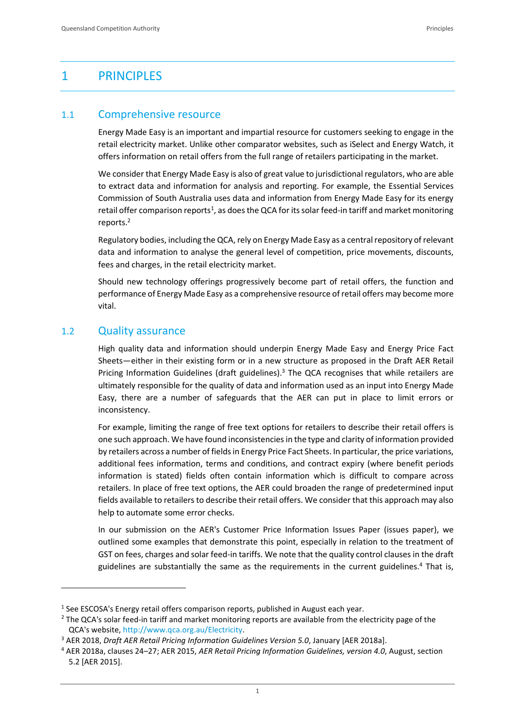# 1 PRINCIPLES

## 1.1 Comprehensive resource

Energy Made Easy is an important and impartial resource for customers seeking to engage in the retail electricity market. Unlike other comparator websites, such as iSelect and Energy Watch, it offers information on retail offers from the full range of retailers participating in the market.

We consider that Energy Made Easy is also of great value to jurisdictional regulators, who are able to extract data and information for analysis and reporting. For example, the Essential Services Commission of South Australia uses data and information from Energy Made Easy for its energy retail offer comparison reports[1], as does the QCA for its solar feed-in tariff and market monitoring reports.[2]

Regulatory bodies, including the QCA, rely on Energy Made Easy as a central repository of relevant data and information to analyse the general level of competition, price movements, discounts, fees and charges, in the retail electricity market.

Should new technology offerings progressively become part of retail offers, the function and performance of Energy Made Easy as a comprehensive resource of retail offers may become more vital.

## 1.2 Quality assurance

High quality data and information should underpin Energy Made Easy and Energy Price Fact Sheets—either in their existing form or in a new structure as proposed in the Draft AER Retail Pricing Information Guidelines (draft guidelines).[3] The QCA recognises that while retailers are ultimately responsible for the quality of data and information used as an input into Energy Made Easy, there are a number of safeguards that the AER can put in place to limit errors or inconsistency.

For example, limiting the range of free text options for retailers to describe their retail offers is one such approach. We have found inconsistencies in the type and clarity of information provided by retailers across a number of fields in Energy Price Fact Sheets. In particular, the price variations, additional fees information, terms and conditions, and contract expiry (where benefit periods information is stated) fields often contain information which is difficult to compare across retailers. In place of free text options, the AER could broaden the range of predetermined input fields available to retailers to describe their retail offers. We consider that this approach may also help to automate some error checks.

In our submission on the AER's Customer Price Information Issues Paper (issues paper), we outlined some examples that demonstrate this point, especially in relation to the treatment of GST on fees, charges and solar feed-in tariffs. We note that the quality control clauses in the draft guidelines are substantially the same as the requirements in the current guidelines.[4] That is,

---

[1] See ESCOSA's Energy retail offers comparison reports, published in August each year.

[2] The QCA's solar feed-in tariff and market monitoring reports are available from the electricity page of the QCA's website, http://www.qca.org.au/Electricity.

[3] AER 2018, *Draft AER Retail Pricing Information Guidelines Version 5.0*, January [AER 2018a].

[4] AER 2018a, clauses 24–27; AER 2015, *AER Retail Pricing Information Guidelines, version 4.0*, August, section 5.2 [AER 2015].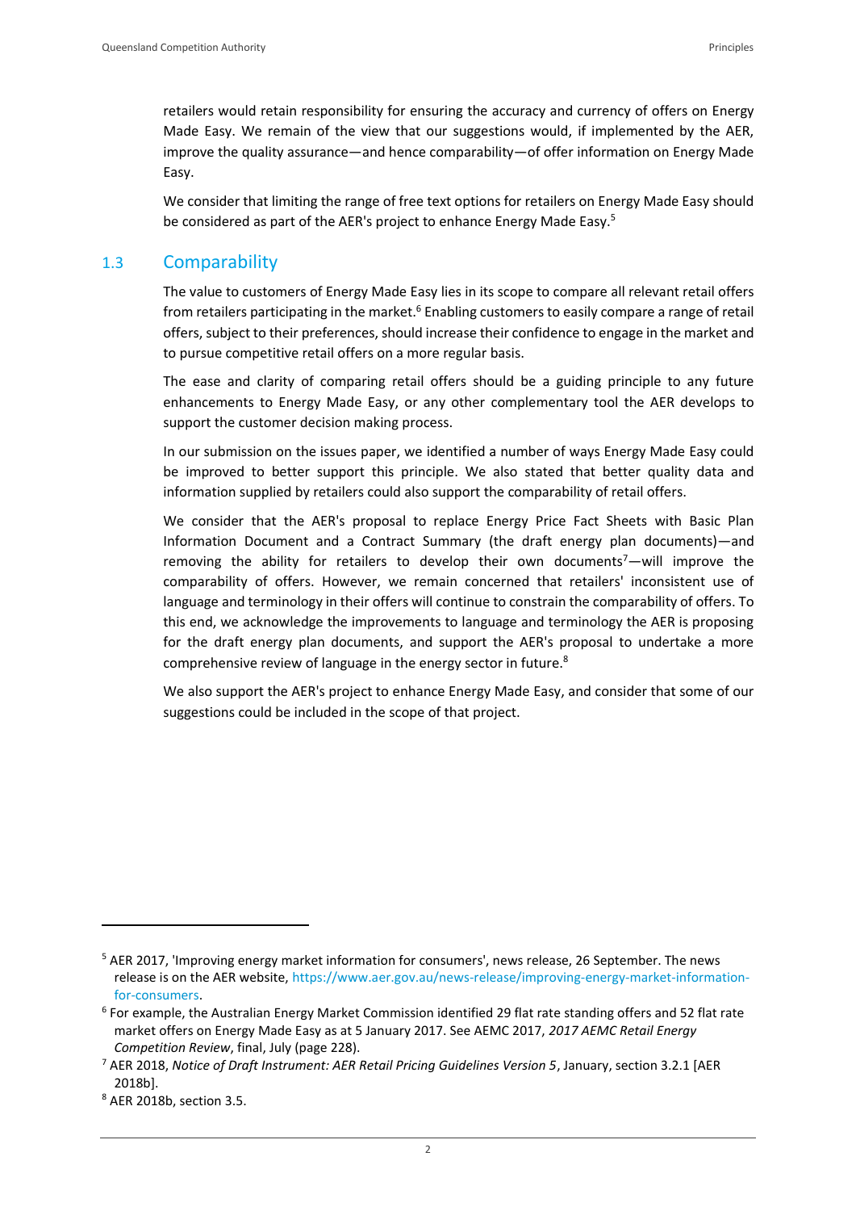retailers would retain responsibility for ensuring the accuracy and currency of offers on Energy Made Easy. We remain of the view that our suggestions would, if implemented by the AER, improve the quality assurance—and hence comparability—of offer information on Energy Made Easy.

We consider that limiting the range of free text options for retailers on Energy Made Easy should be considered as part of the AER's project to enhance Energy Made Easy.[5]

## 1.3 Comparability

The value to customers of Energy Made Easy lies in its scope to compare all relevant retail offers from retailers participating in the market.[6] Enabling customers to easily compare a range of retail offers, subject to their preferences, should increase their confidence to engage in the market and to pursue competitive retail offers on a more regular basis.

The ease and clarity of comparing retail offers should be a guiding principle to any future enhancements to Energy Made Easy, or any other complementary tool the AER develops to support the customer decision making process.

In our submission on the issues paper, we identified a number of ways Energy Made Easy could be improved to better support this principle. We also stated that better quality data and information supplied by retailers could also support the comparability of retail offers.

We consider that the AER's proposal to replace Energy Price Fact Sheets with Basic Plan Information Document and a Contract Summary (the draft energy plan documents)—and removing the ability for retailers to develop their own documents[7]—will improve the comparability of offers. However, we remain concerned that retailers' inconsistent use of language and terminology in their offers will continue to constrain the comparability of offers. To this end, we acknowledge the improvements to language and terminology the AER is proposing for the draft energy plan documents, and support the AER's proposal to undertake a more comprehensive review of language in the energy sector in future.[8]

We also support the AER's project to enhance Energy Made Easy, and consider that some of our suggestions could be included in the scope of that project.

---

[5] AER 2017, 'Improving energy market information for consumers', news release, 26 September. The news release is on the AER website, https://www.aer.gov.au/news-release/improving-energy-market-information-for-consumers.

[6] For example, the Australian Energy Market Commission identified 29 flat rate standing offers and 52 flat rate market offers on Energy Made Easy as at 5 January 2017. See AEMC 2017, *2017 AEMC Retail Energy Competition Review*, final, July (page 228).

[7] AER 2018, *Notice of Draft Instrument: AER Retail Pricing Guidelines Version 5*, January, section 3.2.1 [AER 2018b].

[8] AER 2018b, section 3.5.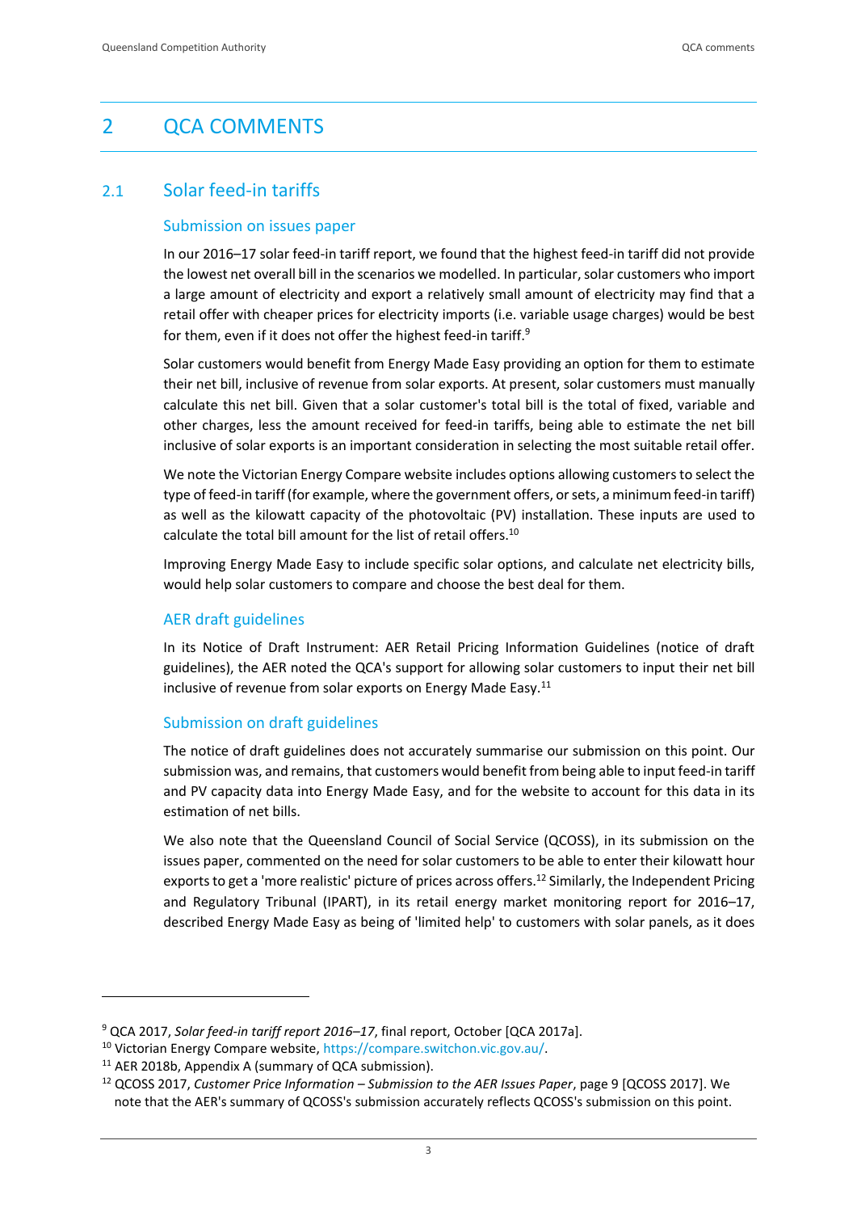# 2 QCA COMMENTS

## 2.1 Solar feed-in tariffs

### Submission on issues paper

In our 2016–17 solar feed-in tariff report, we found that the highest feed-in tariff did not provide the lowest net overall bill in the scenarios we modelled. In particular, solar customers who import a large amount of electricity and export a relatively small amount of electricity may find that a retail offer with cheaper prices for electricity imports (i.e. variable usage charges) would be best for them, even if it does not offer the highest feed-in tariff.[9]

Solar customers would benefit from Energy Made Easy providing an option for them to estimate their net bill, inclusive of revenue from solar exports. At present, solar customers must manually calculate this net bill. Given that a solar customer's total bill is the total of fixed, variable and other charges, less the amount received for feed-in tariffs, being able to estimate the net bill inclusive of solar exports is an important consideration in selecting the most suitable retail offer.

We note the Victorian Energy Compare website includes options allowing customers to select the type of feed-in tariff (for example, where the government offers, or sets, a minimum feed-in tariff) as well as the kilowatt capacity of the photovoltaic (PV) installation. These inputs are used to calculate the total bill amount for the list of retail offers.[10]

Improving Energy Made Easy to include specific solar options, and calculate net electricity bills, would help solar customers to compare and choose the best deal for them.

### AER draft guidelines

In its Notice of Draft Instrument: AER Retail Pricing Information Guidelines (notice of draft guidelines), the AER noted the QCA's support for allowing solar customers to input their net bill inclusive of revenue from solar exports on Energy Made Easy.[11]

### Submission on draft guidelines

The notice of draft guidelines does not accurately summarise our submission on this point. Our submission was, and remains, that customers would benefit from being able to input feed-in tariff and PV capacity data into Energy Made Easy, and for the website to account for this data in its estimation of net bills.

We also note that the Queensland Council of Social Service (QCOSS), in its submission on the issues paper, commented on the need for solar customers to be able to enter their kilowatt hour exports to get a 'more realistic' picture of prices across offers.[12] Similarly, the Independent Pricing and Regulatory Tribunal (IPART), in its retail energy market monitoring report for 2016–17, described Energy Made Easy as being of 'limited help' to customers with solar panels, as it does

---

[9] QCA 2017, *Solar feed-in tariff report 2016–17*, final report, October [QCA 2017a].

[10] Victorian Energy Compare website, https://compare.switchon.vic.gov.au/.

[11] AER 2018b, Appendix A (summary of QCA submission).

[12] QCOSS 2017, *Customer Price Information – Submission to the AER Issues Paper*, page 9 [QCOSS 2017]. We note that the AER's summary of QCOSS's submission accurately reflects QCOSS's submission on this point.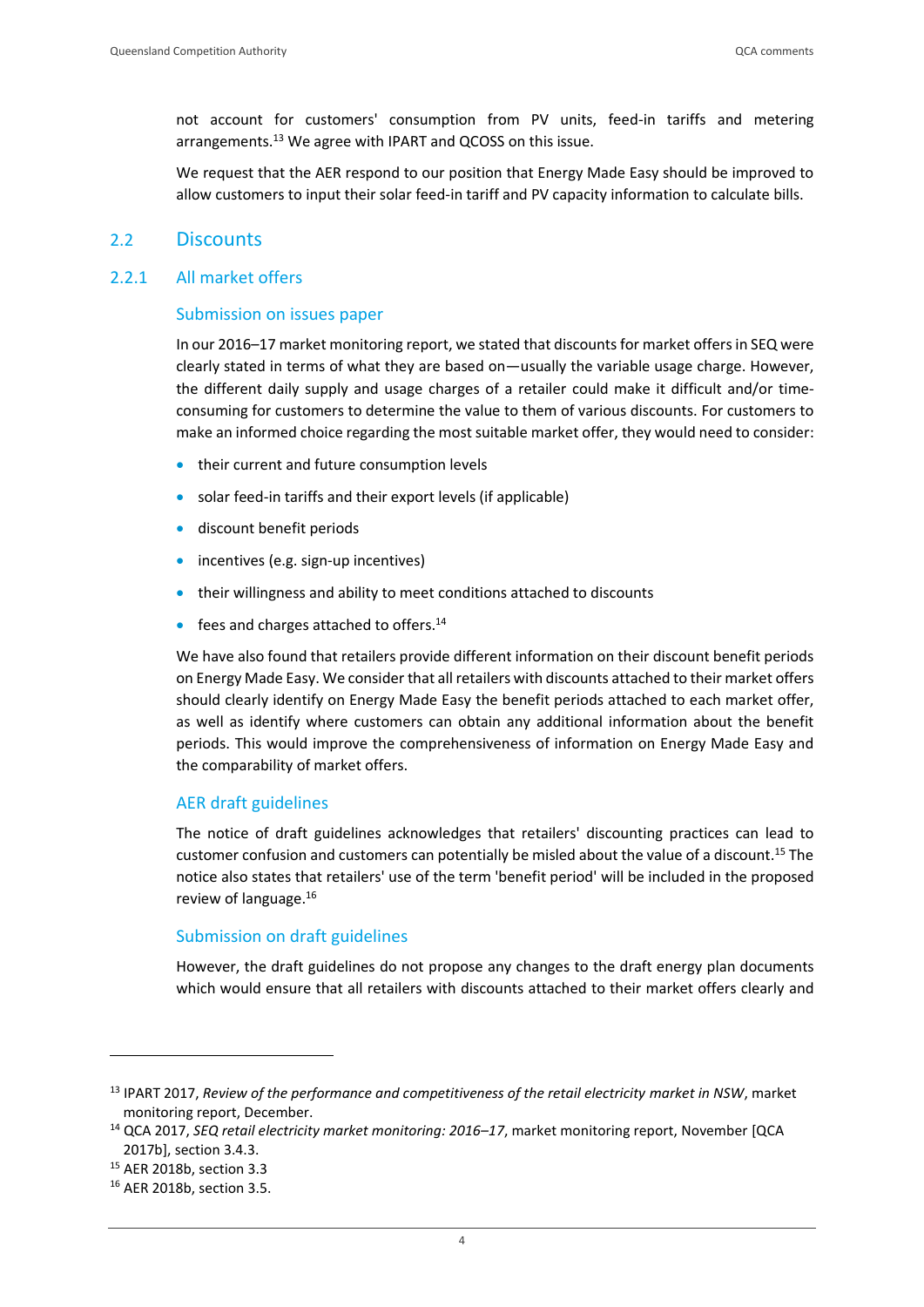not account for customers' consumption from PV units, feed-in tariffs and metering arrangements.[13] We agree with IPART and QCOSS on this issue.

We request that the AER respond to our position that Energy Made Easy should be improved to allow customers to input their solar feed-in tariff and PV capacity information to calculate bills.

## 2.2 Discounts

### 2.2.1 All market offers

#### Submission on issues paper

In our 2016–17 market monitoring report, we stated that discounts for market offers in SEQ were clearly stated in terms of what they are based on—usually the variable usage charge. However, the different daily supply and usage charges of a retailer could make it difficult and/or time-consuming for customers to determine the value to them of various discounts. For customers to make an informed choice regarding the most suitable market offer, they would need to consider:

- their current and future consumption levels
- solar feed-in tariffs and their export levels (if applicable)
- discount benefit periods
- incentives (e.g. sign-up incentives)
- their willingness and ability to meet conditions attached to discounts
- fees and charges attached to offers.[14]

We have also found that retailers provide different information on their discount benefit periods on Energy Made Easy. We consider that all retailers with discounts attached to their market offers should clearly identify on Energy Made Easy the benefit periods attached to each market offer, as well as identify where customers can obtain any additional information about the benefit periods. This would improve the comprehensiveness of information on Energy Made Easy and the comparability of market offers.

#### AER draft guidelines

The notice of draft guidelines acknowledges that retailers' discounting practices can lead to customer confusion and customers can potentially be misled about the value of a discount.[15] The notice also states that retailers' use of the term 'benefit period' will be included in the proposed review of language.[16]

#### Submission on draft guidelines

However, the draft guidelines do not propose any changes to the draft energy plan documents which would ensure that all retailers with discounts attached to their market offers clearly and

---

[13] IPART 2017, *Review of the performance and competitiveness of the retail electricity market in NSW*, market monitoring report, December.

[14] QCA 2017, *SEQ retail electricity market monitoring: 2016–17*, market monitoring report, November [QCA 2017b], section 3.4.3.

[15] AER 2018b, section 3.3

[16] AER 2018b, section 3.5.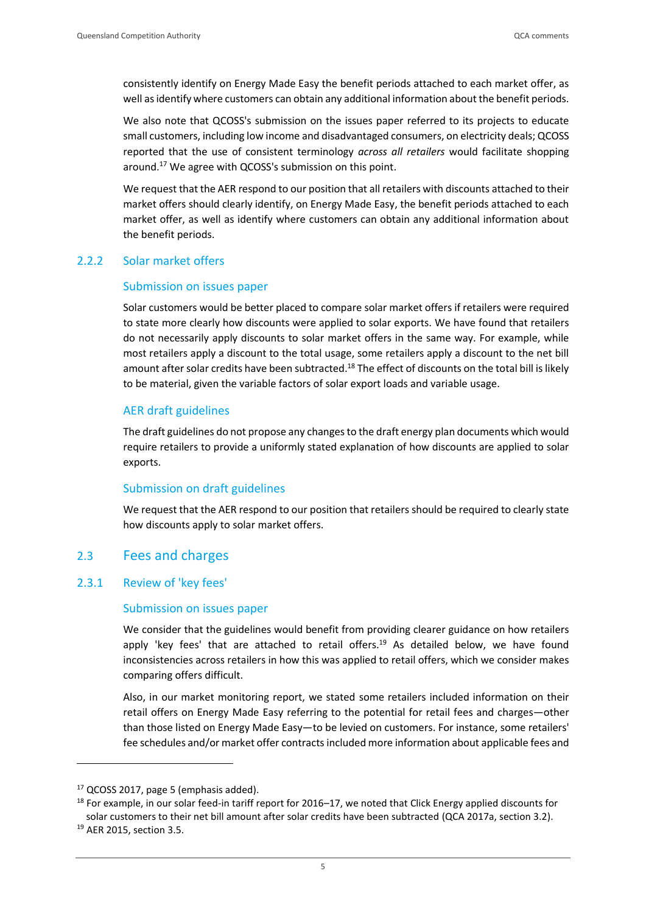consistently identify on Energy Made Easy the benefit periods attached to each market offer, as well as identify where customers can obtain any additional information about the benefit periods.

We also note that QCOSS's submission on the issues paper referred to its projects to educate small customers, including low income and disadvantaged consumers, on electricity deals; QCOSS reported that the use of consistent terminology *across all retailers* would facilitate shopping around.[17] We agree with QCOSS's submission on this point.

We request that the AER respond to our position that all retailers with discounts attached to their market offers should clearly identify, on Energy Made Easy, the benefit periods attached to each market offer, as well as identify where customers can obtain any additional information about the benefit periods.

### 2.2.2 Solar market offers

#### Submission on issues paper

Solar customers would be better placed to compare solar market offers if retailers were required to state more clearly how discounts were applied to solar exports. We have found that retailers do not necessarily apply discounts to solar market offers in the same way. For example, while most retailers apply a discount to the total usage, some retailers apply a discount to the net bill amount after solar credits have been subtracted.[18] The effect of discounts on the total bill is likely to be material, given the variable factors of solar export loads and variable usage.

#### AER draft guidelines

The draft guidelines do not propose any changes to the draft energy plan documents which would require retailers to provide a uniformly stated explanation of how discounts are applied to solar exports.

#### Submission on draft guidelines

We request that the AER respond to our position that retailers should be required to clearly state how discounts apply to solar market offers.

## 2.3 Fees and charges

### 2.3.1 Review of 'key fees'

#### Submission on issues paper

We consider that the guidelines would benefit from providing clearer guidance on how retailers apply 'key fees' that are attached to retail offers.[19] As detailed below, we have found inconsistencies across retailers in how this was applied to retail offers, which we consider makes comparing offers difficult.

Also, in our market monitoring report, we stated some retailers included information on their retail offers on Energy Made Easy referring to the potential for retail fees and charges—other than those listed on Energy Made Easy—to be levied on customers. For instance, some retailers' fee schedules and/or market offer contracts included more information about applicable fees and

---

[17] QCOSS 2017, page 5 (emphasis added).

[18] For example, in our solar feed-in tariff report for 2016–17, we noted that Click Energy applied discounts for solar customers to their net bill amount after solar credits have been subtracted (QCA 2017a, section 3.2).

[19] AER 2015, section 3.5.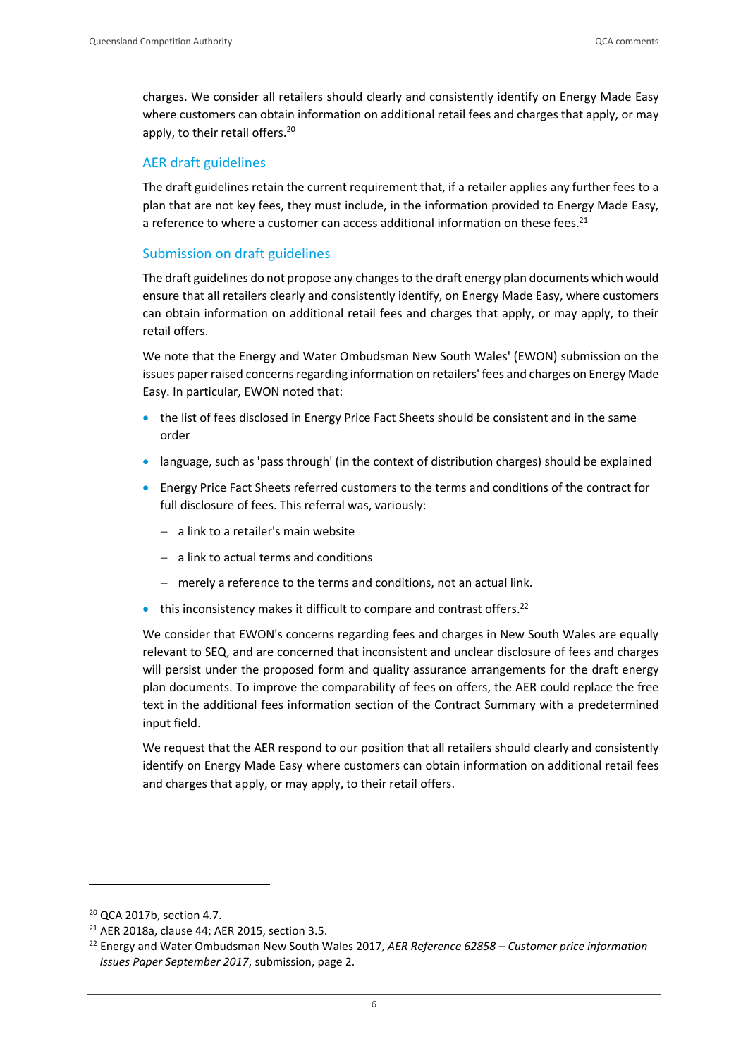charges. We consider all retailers should clearly and consistently identify on Energy Made Easy where customers can obtain information on additional retail fees and charges that apply, or may apply, to their retail offers.[20]

### AER draft guidelines

The draft guidelines retain the current requirement that, if a retailer applies any further fees to a plan that are not key fees, they must include, in the information provided to Energy Made Easy, a reference to where a customer can access additional information on these fees.[21]

### Submission on draft guidelines

The draft guidelines do not propose any changes to the draft energy plan documents which would ensure that all retailers clearly and consistently identify, on Energy Made Easy, where customers can obtain information on additional retail fees and charges that apply, or may apply, to their retail offers.

We note that the Energy and Water Ombudsman New South Wales' (EWON) submission on the issues paper raised concerns regarding information on retailers' fees and charges on Energy Made Easy. In particular, EWON noted that:

- the list of fees disclosed in Energy Price Fact Sheets should be consistent and in the same order
- language, such as 'pass through' (in the context of distribution charges) should be explained
- Energy Price Fact Sheets referred customers to the terms and conditions of the contract for full disclosure of fees. This referral was, variously:
  - a link to a retailer's main website
  - a link to actual terms and conditions
  - merely a reference to the terms and conditions, not an actual link.
- this inconsistency makes it difficult to compare and contrast offers.[22]

We consider that EWON's concerns regarding fees and charges in New South Wales are equally relevant to SEQ, and are concerned that inconsistent and unclear disclosure of fees and charges will persist under the proposed form and quality assurance arrangements for the draft energy plan documents. To improve the comparability of fees on offers, the AER could replace the free text in the additional fees information section of the Contract Summary with a predetermined input field.

We request that the AER respond to our position that all retailers should clearly and consistently identify on Energy Made Easy where customers can obtain information on additional retail fees and charges that apply, or may apply, to their retail offers.

---

[20] QCA 2017b, section 4.7.

[21] AER 2018a, clause 44; AER 2015, section 3.5.

[22] Energy and Water Ombudsman New South Wales 2017, *AER Reference 62858 – Customer price information Issues Paper September 2017*, submission, page 2.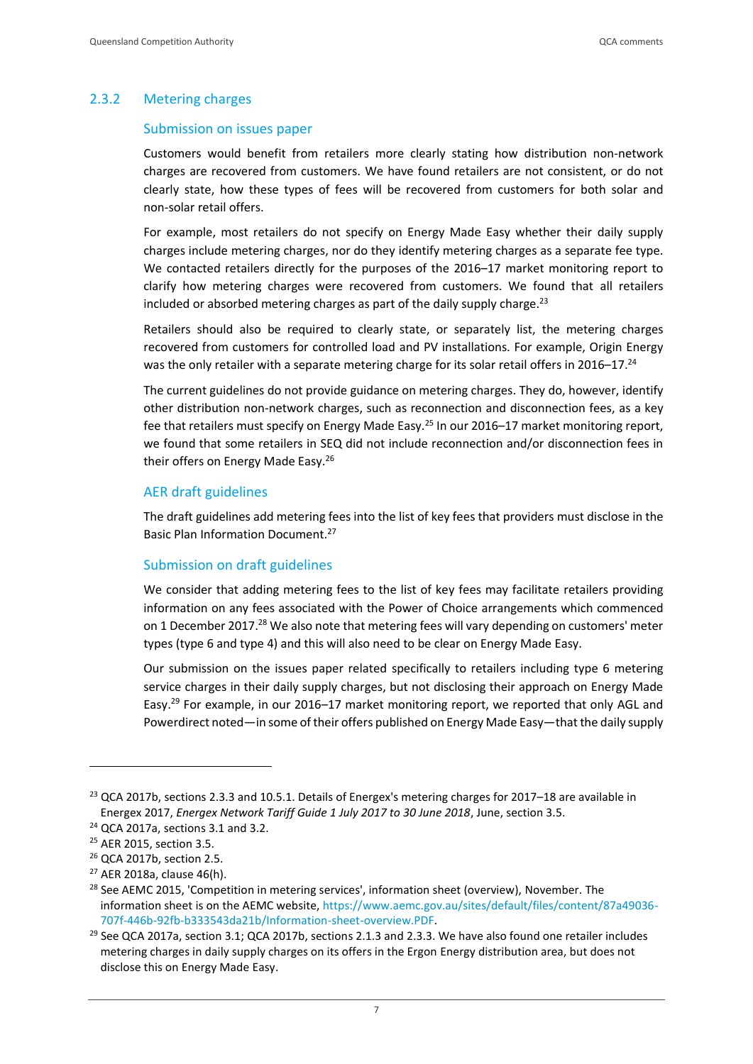### 2.3.2 Metering charges

#### Submission on issues paper

Customers would benefit from retailers more clearly stating how distribution non-network charges are recovered from customers. We have found retailers are not consistent, or do not clearly state, how these types of fees will be recovered from customers for both solar and non-solar retail offers.

For example, most retailers do not specify on Energy Made Easy whether their daily supply charges include metering charges, nor do they identify metering charges as a separate fee type. We contacted retailers directly for the purposes of the 2016–17 market monitoring report to clarify how metering charges were recovered from customers. We found that all retailers included or absorbed metering charges as part of the daily supply charge.[23]

Retailers should also be required to clearly state, or separately list, the metering charges recovered from customers for controlled load and PV installations. For example, Origin Energy was the only retailer with a separate metering charge for its solar retail offers in 2016–17.[24]

The current guidelines do not provide guidance on metering charges. They do, however, identify other distribution non-network charges, such as reconnection and disconnection fees, as a key fee that retailers must specify on Energy Made Easy.[25] In our 2016–17 market monitoring report, we found that some retailers in SEQ did not include reconnection and/or disconnection fees in their offers on Energy Made Easy.[26]

#### AER draft guidelines

The draft guidelines add metering fees into the list of key fees that providers must disclose in the Basic Plan Information Document.[27]

#### Submission on draft guidelines

We consider that adding metering fees to the list of key fees may facilitate retailers providing information on any fees associated with the Power of Choice arrangements which commenced on 1 December 2017.[28] We also note that metering fees will vary depending on customers' meter types (type 6 and type 4) and this will also need to be clear on Energy Made Easy.

Our submission on the issues paper related specifically to retailers including type 6 metering service charges in their daily supply charges, but not disclosing their approach on Energy Made Easy.[29] For example, in our 2016–17 market monitoring report, we reported that only AGL and Powerdirect noted—in some of their offers published on Energy Made Easy—that the daily supply

---

[23] QCA 2017b, sections 2.3.3 and 10.5.1. Details of Energex's metering charges for 2017–18 are available in Energex 2017, *Energex Network Tariff Guide 1 July 2017 to 30 June 2018*, June, section 3.5.

[24] QCA 2017a, sections 3.1 and 3.2.

[25] AER 2015, section 3.5.

[26] QCA 2017b, section 2.5.

[27] AER 2018a, clause 46(h).

[28] See AEMC 2015, 'Competition in metering services', information sheet (overview), November. The information sheet is on the AEMC website, https://www.aemc.gov.au/sites/default/files/content/87a49036-707f-446b-92fb-b333543da21b/Information-sheet-overview.PDF.

[29] See QCA 2017a, section 3.1; QCA 2017b, sections 2.1.3 and 2.3.3. We have also found one retailer includes metering charges in daily supply charges on its offers in the Ergon Energy distribution area, but does not disclose this on Energy Made Easy.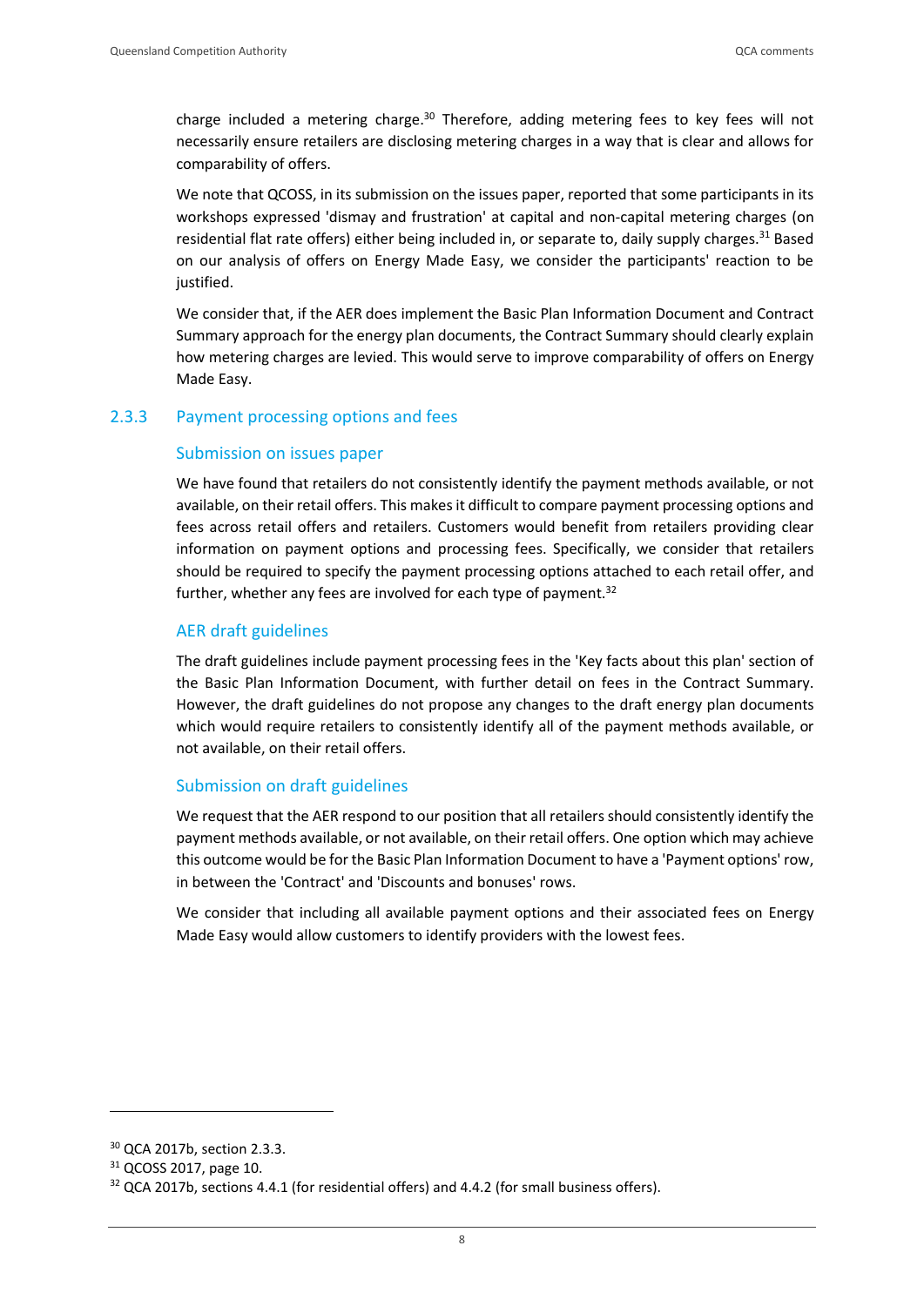charge included a metering charge.[30] Therefore, adding metering fees to key fees will not necessarily ensure retailers are disclosing metering charges in a way that is clear and allows for comparability of offers.

We note that QCOSS, in its submission on the issues paper, reported that some participants in its workshops expressed 'dismay and frustration' at capital and non-capital metering charges (on residential flat rate offers) either being included in, or separate to, daily supply charges.[31] Based on our analysis of offers on Energy Made Easy, we consider the participants' reaction to be justified.

We consider that, if the AER does implement the Basic Plan Information Document and Contract Summary approach for the energy plan documents, the Contract Summary should clearly explain how metering charges are levied. This would serve to improve comparability of offers on Energy Made Easy.

### 2.3.3 Payment processing options and fees

#### Submission on issues paper

We have found that retailers do not consistently identify the payment methods available, or not available, on their retail offers. This makes it difficult to compare payment processing options and fees across retail offers and retailers. Customers would benefit from retailers providing clear information on payment options and processing fees. Specifically, we consider that retailers should be required to specify the payment processing options attached to each retail offer, and further, whether any fees are involved for each type of payment.[32]

#### AER draft guidelines

The draft guidelines include payment processing fees in the 'Key facts about this plan' section of the Basic Plan Information Document, with further detail on fees in the Contract Summary. However, the draft guidelines do not propose any changes to the draft energy plan documents which would require retailers to consistently identify all of the payment methods available, or not available, on their retail offers.

#### Submission on draft guidelines

We request that the AER respond to our position that all retailers should consistently identify the payment methods available, or not available, on their retail offers. One option which may achieve this outcome would be for the Basic Plan Information Document to have a 'Payment options' row, in between the 'Contract' and 'Discounts and bonuses' rows.

We consider that including all available payment options and their associated fees on Energy Made Easy would allow customers to identify providers with the lowest fees.

---

[30] QCA 2017b, section 2.3.3.

[31] QCOSS 2017, page 10.

[32] QCA 2017b, sections 4.4.1 (for residential offers) and 4.4.2 (for small business offers).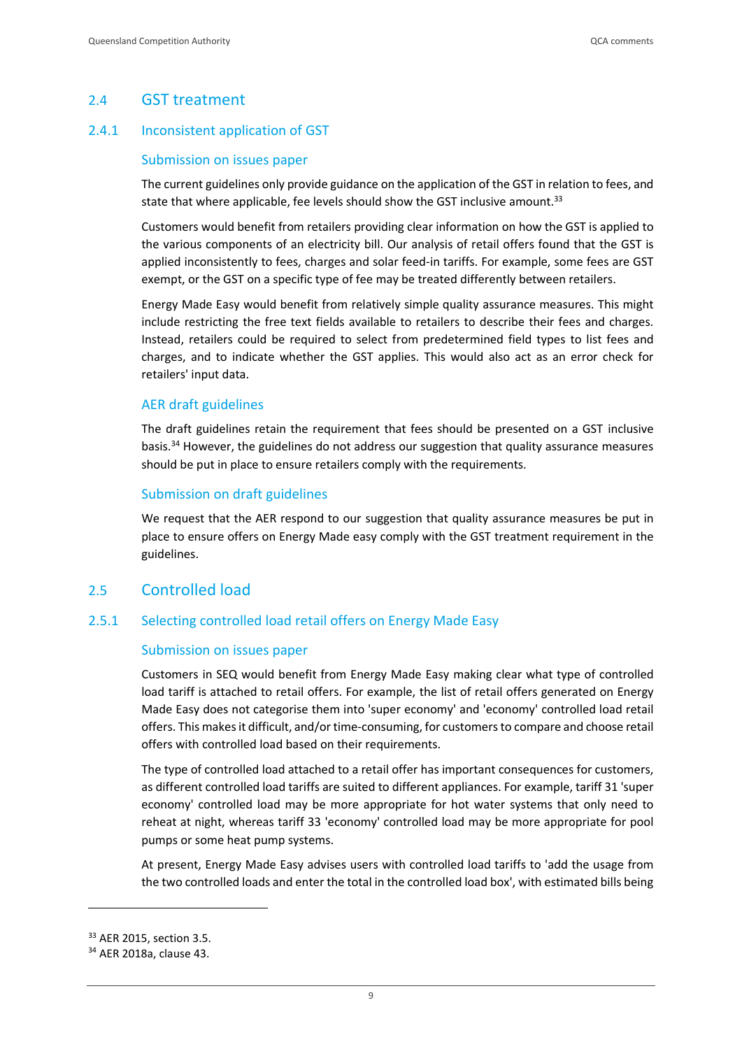## 2.4 GST treatment

### 2.4.1 Inconsistent application of GST

#### Submission on issues paper

The current guidelines only provide guidance on the application of the GST in relation to fees, and state that where applicable, fee levels should show the GST inclusive amount.[33]

Customers would benefit from retailers providing clear information on how the GST is applied to the various components of an electricity bill. Our analysis of retail offers found that the GST is applied inconsistently to fees, charges and solar feed-in tariffs. For example, some fees are GST exempt, or the GST on a specific type of fee may be treated differently between retailers.

Energy Made Easy would benefit from relatively simple quality assurance measures. This might include restricting the free text fields available to retailers to describe their fees and charges. Instead, retailers could be required to select from predetermined field types to list fees and charges, and to indicate whether the GST applies. This would also act as an error check for retailers' input data.

#### AER draft guidelines

The draft guidelines retain the requirement that fees should be presented on a GST inclusive basis.[34] However, the guidelines do not address our suggestion that quality assurance measures should be put in place to ensure retailers comply with the requirements.

#### Submission on draft guidelines

We request that the AER respond to our suggestion that quality assurance measures be put in place to ensure offers on Energy Made easy comply with the GST treatment requirement in the guidelines.

## 2.5 Controlled load

### 2.5.1 Selecting controlled load retail offers on Energy Made Easy

#### Submission on issues paper

Customers in SEQ would benefit from Energy Made Easy making clear what type of controlled load tariff is attached to retail offers. For example, the list of retail offers generated on Energy Made Easy does not categorise them into 'super economy' and 'economy' controlled load retail offers. This makes it difficult, and/or time-consuming, for customers to compare and choose retail offers with controlled load based on their requirements.

The type of controlled load attached to a retail offer has important consequences for customers, as different controlled load tariffs are suited to different appliances. For example, tariff 31 'super economy' controlled load may be more appropriate for hot water systems that only need to reheat at night, whereas tariff 33 'economy' controlled load may be more appropriate for pool pumps or some heat pump systems.

At present, Energy Made Easy advises users with controlled load tariffs to 'add the usage from the two controlled loads and enter the total in the controlled load box', with estimated bills being

[33] AER 2015, section 3.5.

[34] AER 2018a, clause 43.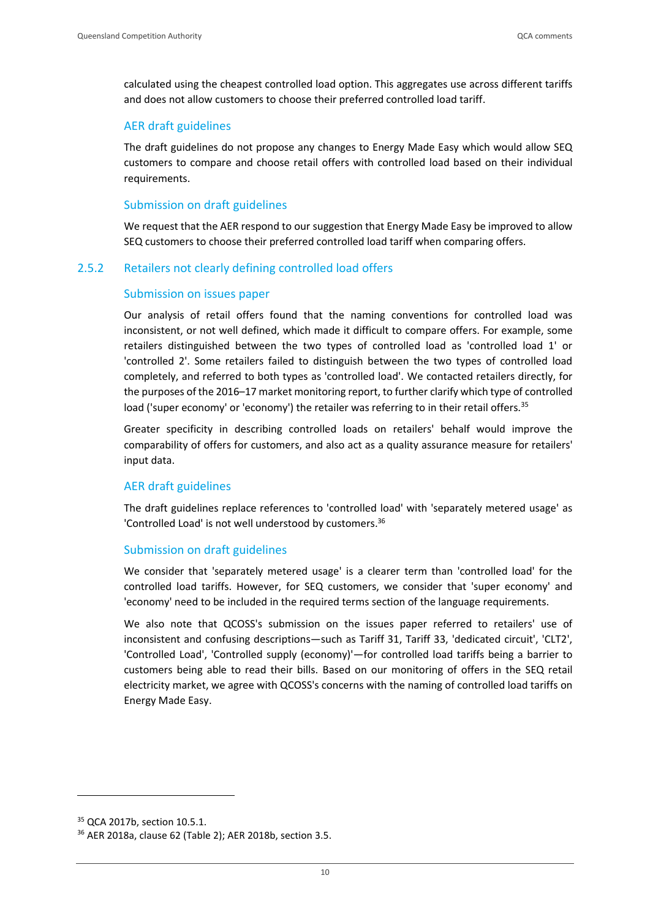calculated using the cheapest controlled load option. This aggregates use across different tariffs and does not allow customers to choose their preferred controlled load tariff.

#### AER draft guidelines

The draft guidelines do not propose any changes to Energy Made Easy which would allow SEQ customers to compare and choose retail offers with controlled load based on their individual requirements.

#### Submission on draft guidelines

We request that the AER respond to our suggestion that Energy Made Easy be improved to allow SEQ customers to choose their preferred controlled load tariff when comparing offers.

### 2.5.2 Retailers not clearly defining controlled load offers

#### Submission on issues paper

Our analysis of retail offers found that the naming conventions for controlled load was inconsistent, or not well defined, which made it difficult to compare offers. For example, some retailers distinguished between the two types of controlled load as 'controlled load 1' or 'controlled 2'. Some retailers failed to distinguish between the two types of controlled load completely, and referred to both types as 'controlled load'. We contacted retailers directly, for the purposes of the 2016–17 market monitoring report, to further clarify which type of controlled load ('super economy' or 'economy') the retailer was referring to in their retail offers.[35]

Greater specificity in describing controlled loads on retailers' behalf would improve the comparability of offers for customers, and also act as a quality assurance measure for retailers' input data.

#### AER draft guidelines

The draft guidelines replace references to 'controlled load' with 'separately metered usage' as 'Controlled Load' is not well understood by customers.[36]

#### Submission on draft guidelines

We consider that 'separately metered usage' is a clearer term than 'controlled load' for the controlled load tariffs. However, for SEQ customers, we consider that 'super economy' and 'economy' need to be included in the required terms section of the language requirements.

We also note that QCOSS's submission on the issues paper referred to retailers' use of inconsistent and confusing descriptions—such as Tariff 31, Tariff 33, 'dedicated circuit', 'CLT2', 'Controlled Load', 'Controlled supply (economy)'—for controlled load tariffs being a barrier to customers being able to read their bills. Based on our monitoring of offers in the SEQ retail electricity market, we agree with QCOSS's concerns with the naming of controlled load tariffs on Energy Made Easy.

---

[35] QCA 2017b, section 10.5.1.

[36] AER 2018a, clause 62 (Table 2); AER 2018b, section 3.5.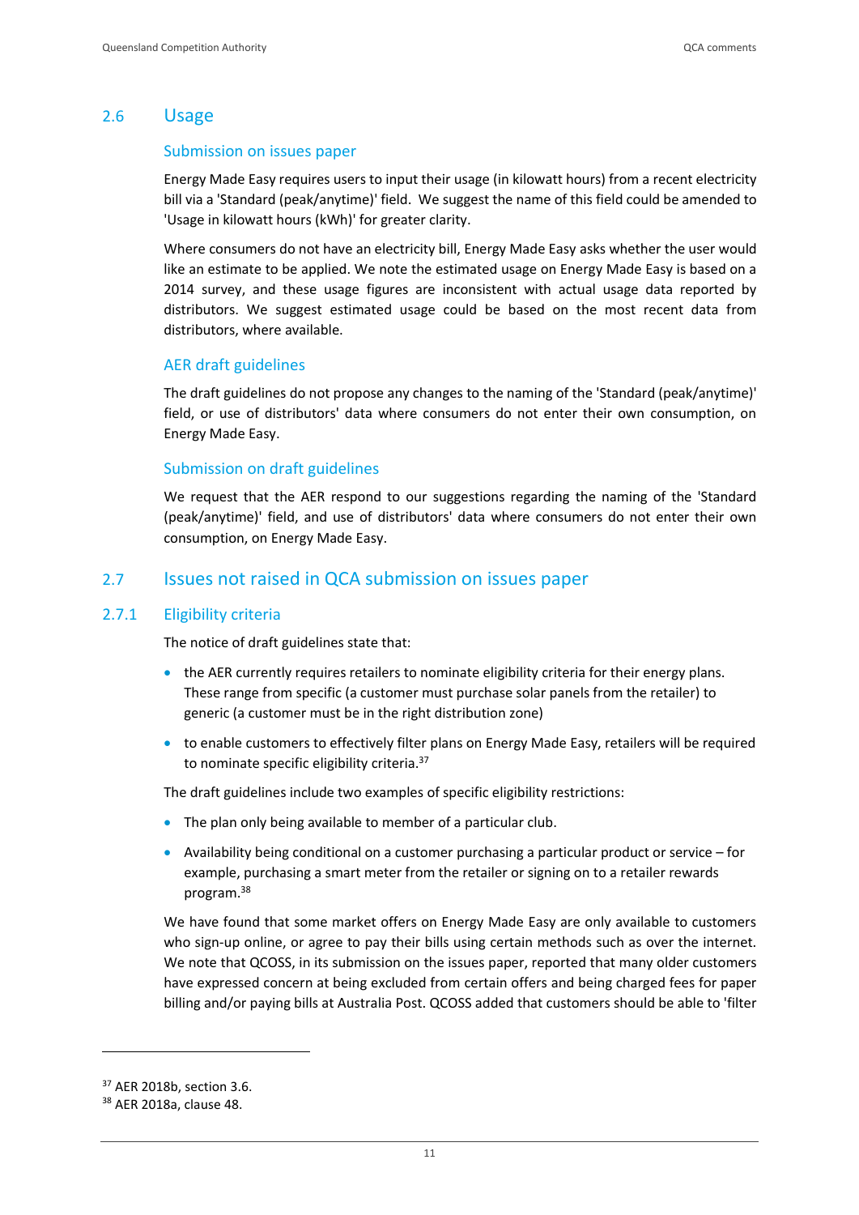## 2.6 Usage

### Submission on issues paper

Energy Made Easy requires users to input their usage (in kilowatt hours) from a recent electricity bill via a 'Standard (peak/anytime)' field. We suggest the name of this field could be amended to 'Usage in kilowatt hours (kWh)' for greater clarity.

Where consumers do not have an electricity bill, Energy Made Easy asks whether the user would like an estimate to be applied. We note the estimated usage on Energy Made Easy is based on a 2014 survey, and these usage figures are inconsistent with actual usage data reported by distributors. We suggest estimated usage could be based on the most recent data from distributors, where available.

### AER draft guidelines

The draft guidelines do not propose any changes to the naming of the 'Standard (peak/anytime)' field, or use of distributors' data where consumers do not enter their own consumption, on Energy Made Easy.

### Submission on draft guidelines

We request that the AER respond to our suggestions regarding the naming of the 'Standard (peak/anytime)' field, and use of distributors' data where consumers do not enter their own consumption, on Energy Made Easy.

## 2.7 Issues not raised in QCA submission on issues paper

### 2.7.1 Eligibility criteria

The notice of draft guidelines state that:

- the AER currently requires retailers to nominate eligibility criteria for their energy plans. These range from specific (a customer must purchase solar panels from the retailer) to generic (a customer must be in the right distribution zone)
- to enable customers to effectively filter plans on Energy Made Easy, retailers will be required to nominate specific eligibility criteria.[37]

The draft guidelines include two examples of specific eligibility restrictions:

- The plan only being available to member of a particular club.
- Availability being conditional on a customer purchasing a particular product or service – for example, purchasing a smart meter from the retailer or signing on to a retailer rewards program.[38]

We have found that some market offers on Energy Made Easy are only available to customers who sign-up online, or agree to pay their bills using certain methods such as over the internet. We note that QCOSS, in its submission on the issues paper, reported that many older customers have expressed concern at being excluded from certain offers and being charged fees for paper billing and/or paying bills at Australia Post. QCOSS added that customers should be able to 'filter

---

[37] AER 2018b, section 3.6.

[38] AER 2018a, clause 48.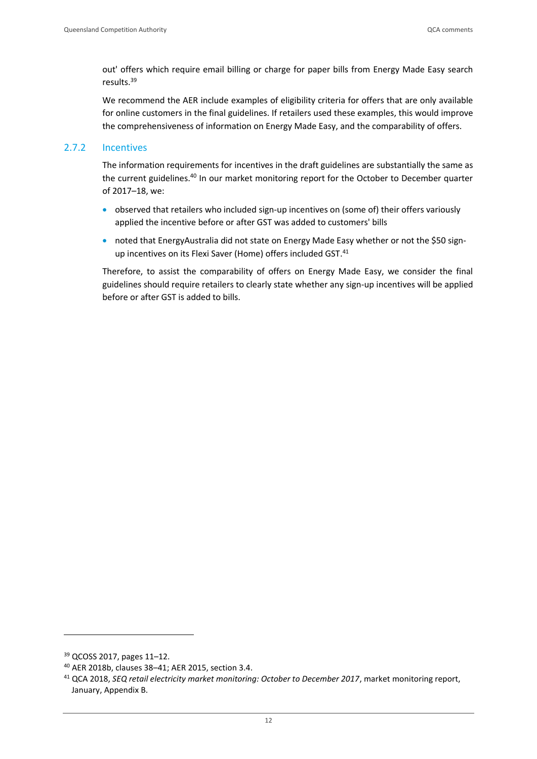out' offers which require email billing or charge for paper bills from Energy Made Easy search results.[39]

We recommend the AER include examples of eligibility criteria for offers that are only available for online customers in the final guidelines. If retailers used these examples, this would improve the comprehensiveness of information on Energy Made Easy, and the comparability of offers.

### 2.7.2 Incentives

The information requirements for incentives in the draft guidelines are substantially the same as the current guidelines.[40] In our market monitoring report for the October to December quarter of 2017–18, we:

- observed that retailers who included sign-up incentives on (some of) their offers variously applied the incentive before or after GST was added to customers' bills
- noted that EnergyAustralia did not state on Energy Made Easy whether or not the $50 sign-up incentives on its Flexi Saver (Home) offers included GST.[41]

Therefore, to assist the comparability of offers on Energy Made Easy, we consider the final guidelines should require retailers to clearly state whether any sign-up incentives will be applied before or after GST is added to bills.

---

[39] QCOSS 2017, pages 11–12.

[40] AER 2018b, clauses 38–41; AER 2015, section 3.4.

[41] QCA 2018, *SEQ retail electricity market monitoring: October to December 2017*, market monitoring report, January, Appendix B.